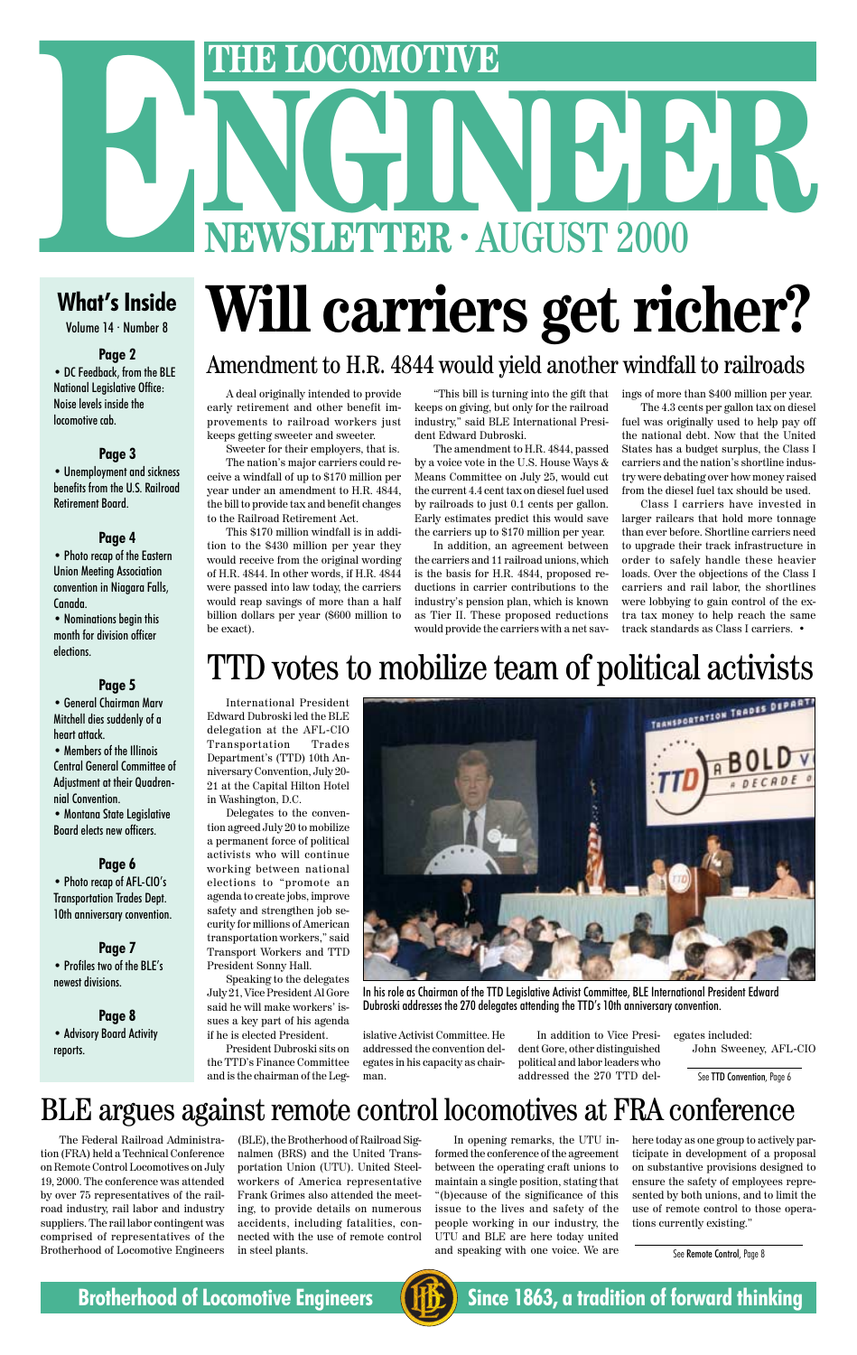# THE LOCOMOTIVE ENGINEER

## NEWSLETTER · AUGUST 2000

### What's Inside

Volume 14 · Number 8

**Page 2**

- DC Feedback, from the BLE National Legislative Office: Noise levels inside the locomotive cab.

**Page 3**

- Unemployment and sickness benefits from the U.S. Railroad Retirement Board.

**Page 4**

- Photo recap of the Eastern Union Meeting Association convention in Niagara Falls, Canada.
- Nominations begin this month for division officer elections.

**Page 5**

- General Chairman Marv Mitchell dies suddenly of a heart attack.
- Members of the Illinois Central General Committee of Adjustment at their Quadrennial Convention.
- Montana State Legislative Board elects new officers.

**Page 6**

- Photo recap of AFL-CIO's Transportation Trades Dept. 10th anniversary convention.

**Page 7**

- Profiles two of the BLE's newest divisions.

**Page 8**

- Advisory Board Activity reports.

# Will carriers get richer?

## Amendment to H.R. 4844 would yield another windfall to railroads

A deal originally intended to provide early retirement and other benefit improvements to railroad workers just keeps getting sweeter and sweeter.

Sweeter for their employers, that is.

The nation's major carriers could receive a windfall of up to $170 million per year under an amendment to H.R. 4844, the bill to provide tax and benefit changes to the Railroad Retirement Act.

This $170 million windfall is in addition to the $430 million per year they would receive from the original wording of H.R. 4844. In other words, if H.R. 4844 were passed into law today, the carriers would reap savings of more than a half billion dollars per year ($600 million to be exact).

"This bill is turning into the gift that keeps on giving, but only for the railroad industry," said BLE International President Edward Dubroski.

The amendment to H.R. 4844, passed by a voice vote in the U.S. House Ways & Means Committee on July 25, would cut the current 4.4 cent tax on diesel fuel used by railroads to just 0.1 cents per gallon. Early estimates predict this would save the carriers up to $170 million per year.

In addition, an agreement between the carriers and 11 railroad unions, which is the basis for H.R. 4844, proposed reductions in carrier contributions to the industry's pension plan, which is known as Tier II. These proposed reductions would provide the carriers with a net savings of more than $400 million per year.

The 4.3 cents per gallon tax on diesel fuel was originally used to help pay off the national debt. Now that the United States has a budget surplus, the Class I carriers and the nation's shortline industry were debating over how money raised from the diesel fuel tax should be used.

Class I carriers have invested in larger railcars that hold more tonnage than ever before. Shortline carriers need to upgrade their track infrastructure in order to safely handle these heavier loads. Over the objections of the Class I carriers and rail labor, the shortlines were lobbying to gain control of the extra tax money to help reach the same track standards as Class I carriers. •

# TTD votes to mobilize team of political activists

International President Edward Dubroski led the BLE delegation at the AFL-CIO Transportation Trades Department's (TTD) 10th Anniversary Convention, July 20-21 at the Capital Hilton Hotel in Washington, D.C.

Delegates to the convention agreed July 20 to mobilize a permanent force of political activists who will continue working between national elections to "promote an agenda to create jobs, improve safety and strengthen job security for millions of American transportation workers," said Transport Workers and TTD President Sonny Hall.

Speaking to the delegates July 21, Vice President Al Gore said he will make workers' issues a key part of his agenda if he is elected President.

President Dubroski sits on the TTD's Finance Committee and is the chairman of the Legislative Activist Committee. He addressed the convention delegates in his capacity as chairman.

In addition to Vice President Gore, other distinguished political and labor leaders who addressed the 270 TTD delegates included:

John Sweeney, AFL-CIO

See **TTD Convention**, Page 6

In his role as Chairman of the TTD Legislative Activist Committee, BLE International President Edward Dubroski addresses the 270 delegates attending the TTD's 10th anniversary convention.

# BLE argues against remote control locomotives at FRA conference

The Federal Railroad Administration (FRA) held a Technical Conference on Remote Control Locomotives on July 19, 2000. The conference was attended by over 75 representatives of the railroad industry, rail labor and industry suppliers. The rail labor contingent was comprised of representatives of the Brotherhood of Locomotive Engineers (BLE), the Brotherhood of Railroad Signalmen (BRS) and the United Transportation Union (UTU). United Steelworkers of America representative Frank Grimes also attended the meeting, to provide details on numerous accidents, including fatalities, connected with the use of remote control in steel plants.

In opening remarks, the UTU informed the conference of the agreement between the operating craft unions to maintain a single position, stating that "(b)ecause of the significance of this issue to the lives and safety of the people working in our industry, the UTU and BLE are here today united and speaking with one voice. We are here today as one group to actively participate in development of a proposal on substantive provisions designed to ensure the safety of employees represented by both unions, and to limit the use of remote control to those operations currently existing."

See **Remote Control**, Page 8

**Brotherhood of Locomotive Engineers** — **Since 1863, a tradition of forward thinking**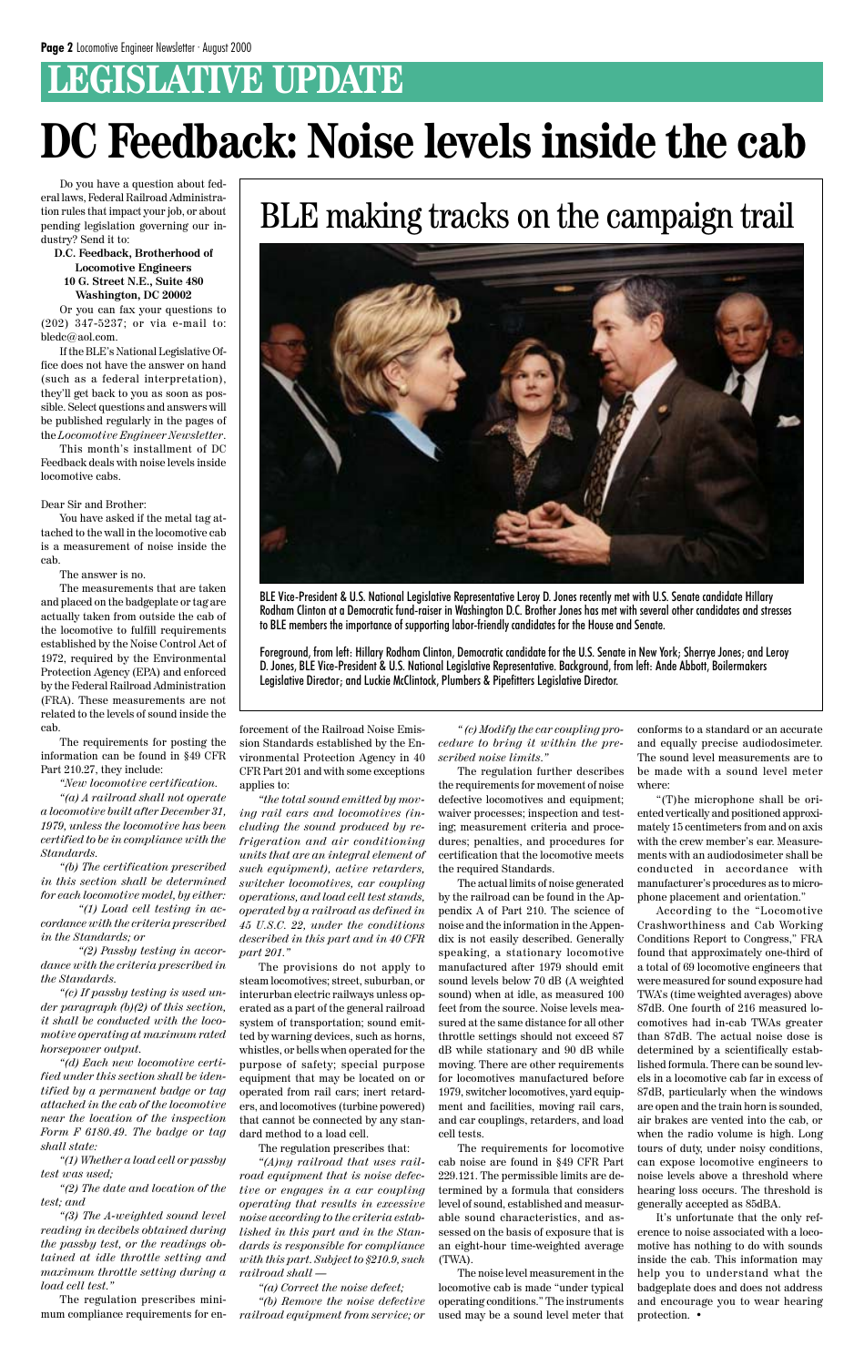# LEGISLATIVE UPDATE

# DC Feedback: Noise levels inside the cab

Do you have a question about federal laws, Federal Railroad Administration rules that impact your job, or about pending legislation governing our industry? Send it to:

**D.C. Feedback, Brotherhood of Locomotive Engineers**
**10 G. Street N.E., Suite 480**
**Washington, DC 20002**

Or you can fax your questions to (202) 347-5237; or via e-mail to: bledc@aol.com.

If the BLE's National Legislative Office does not have the answer on hand (such as a federal interpretation), they'll get back to you as soon as possible. Select questions and answers will be published regularly in the pages of the *Locomotive Engineer Newsletter*.

This month's installment of DC Feedback deals with noise levels inside locomotive cabs.

Dear Sir and Brother:

You have asked if the metal tag attached to the wall in the locomotive cab is a measurement of noise inside the cab.

The answer is no.

The measurements that are taken and placed on the badgeplate or tag are actually taken from outside the cab of the locomotive to fulfill requirements established by the Noise Control Act of 1972, required by the Environmental Protection Agency (EPA) and enforced by the Federal Railroad Administration (FRA). These measurements are not related to the levels of sound inside the cab.

The requirements for posting the information can be found in §49 CFR Part 210.27, they include:

*"New locomotive certification.*

*"(a) A railroad shall not operate a locomotive built after December 31, 1979, unless the locomotive has been certified to be in compliance with the Standards.*

*"(b) The certification prescribed in this section shall be determined for each locomotive model, by either:*

*"(1) Load cell testing in accordance with the criteria prescribed in the Standards; or*

*"(2) Passby testing in accordance with the criteria prescribed in the Standards.*

*"(c) If passby testing is used under paragraph (b)(2) of this section, it shall be conducted with the locomotive operating at maximum rated horsepower output.*

*"(d) Each new locomotive certified under this section shall be identified by a permanent badge or tag attached in the cab of the locomotive near the location of the inspection Form F 6180.49. The badge or tag shall state:*

*"(1) Whether a load cell or passby test was used;*

*"(2) The date and location of the test; and*

*"(3) The A-weighted sound level reading in decibels obtained during the passby test, or the readings obtained at idle throttle setting and maximum throttle setting during a load cell test."*

The regulation prescribes minimum compliance requirements for enforcement of the Railroad Noise Emission Standards established by the Environmental Protection Agency in 40 CFR Part 201 and with some exceptions applies to:

*"the total sound emitted by moving rail cars and locomotives (including the sound produced by refrigeration and air conditioning units that are an integral element of such equipment), active retarders, switcher locomotives, car coupling operations, and load cell test stands, operated by a railroad as defined in 45 U.S.C. 22, under the conditions described in this part and in 40 CFR part 201."*

The provisions do not apply to steam locomotives; street, suburban, or interurban electric railways unless operated as a part of the general railroad system of transportation; sound emitted by warning devices, such as horns, whistles, or bells when operated for the purpose of safety; special purpose equipment that may be located on or operated from rail cars; inert retarders, and locomotives (turbine powered) that cannot be connected by any standard method to a load cell.

The regulation prescribes that:

*"(A)ny railroad that uses railroad equipment that is noise defective or engages in a car coupling operating that results in excessive noise according to the criteria established in this part and in the Standards is responsible for compliance with this part. Subject to §210.9, such railroad shall —*

*"(a) Correct the noise defect;*

*"(b) Remove the noise defective railroad equipment from service; or*

*"(c) Modify the car coupling procedure to bring it within the prescribed noise limits."*

The regulation further describes the requirements for movement of noise defective locomotives and equipment; waiver processes; inspection and testing; measurement criteria and procedures; penalties, and procedures for certification that the locomotive meets the required Standards.

The actual limits of noise generated by the railroad can be found in the Appendix A of Part 210. The science of noise and the information in the Appendix is not easily described. Generally speaking, a stationary locomotive manufactured after 1979 should emit sound levels below 70 dB (A weighted sound) when at idle, as measured 100 feet from the source. Noise levels measured at the same distance for all other throttle settings should not exceed 87 dB while stationary and 90 dB while moving. There are other requirements for locomotives manufactured before 1979, switcher locomotives, yard equipment and facilities, moving rail cars, and car couplings, retarders, and load cell tests.

The requirements for locomotive cab noise are found in §49 CFR Part 229.121. The permissible limits are determined by a formula that considers level of sound, established and measurable sound characteristics, and assessed on the basis of exposure that is an eight-hour time-weighted average (TWA).

The noise level measurement in the locomotive cab is made "under typical operating conditions." The instruments used may be a sound level meter that conforms to a standard or an accurate and equally precise audiodosimeter. The sound level measurements are to be made with a sound level meter where:

"(T)he microphone shall be oriented vertically and positioned approximately 15 centimeters from and on axis with the crew member's ear. Measurements with an audiodosimeter shall be conducted in accordance with manufacturer's procedures as to microphone placement and orientation."

According to the "Locomotive Crashworthiness and Cab Working Conditions Report to Congress," FRA found that approximately one-third of a total of 69 locomotive engineers that were measured for sound exposure had TWA's (time weighted averages) above 87dB. One fourth of 216 measured locomotives had in-cab TWAs greater than 87dB. The actual noise dose is determined by a scientifically established formula. There can be sound levels in a locomotive cab far in excess of 87dB, particularly when the windows are open and the train horn is sounded, air brakes are vented into the cab, or when the radio volume is high. Long tours of duty, under noisy conditions, can expose locomotive engineers to noise levels above a threshold where hearing loss occurs. The threshold is generally accepted as 85dBA.

It's unfortunate that the only reference to noise associated with a locomotive has nothing to do with sounds inside the cab. This information may help you to understand what the badgeplate does and does not address and encourage you to wear hearing protection. •

## BLE making tracks on the campaign trail

BLE Vice-President & U.S. National Legislative Representative Leroy D. Jones recently met with U.S. Senate candidate Hillary Rodham Clinton at a Democratic fund-raiser in Washington D.C. Brother Jones has met with several other candidates and stresses to BLE members the importance of supporting labor-friendly candidates for the House and Senate.

Foreground, from left: Hillary Rodham Clinton, Democratic candidate for the U.S. Senate in New York; Sherrye Jones; and Leroy D. Jones, BLE Vice-President & U.S. National Legislative Representative. Background, from left: Ande Abbott, Boilermakers Legislative Director; and Luckie McClintock, Plumbers & Pipefitters Legislative Director.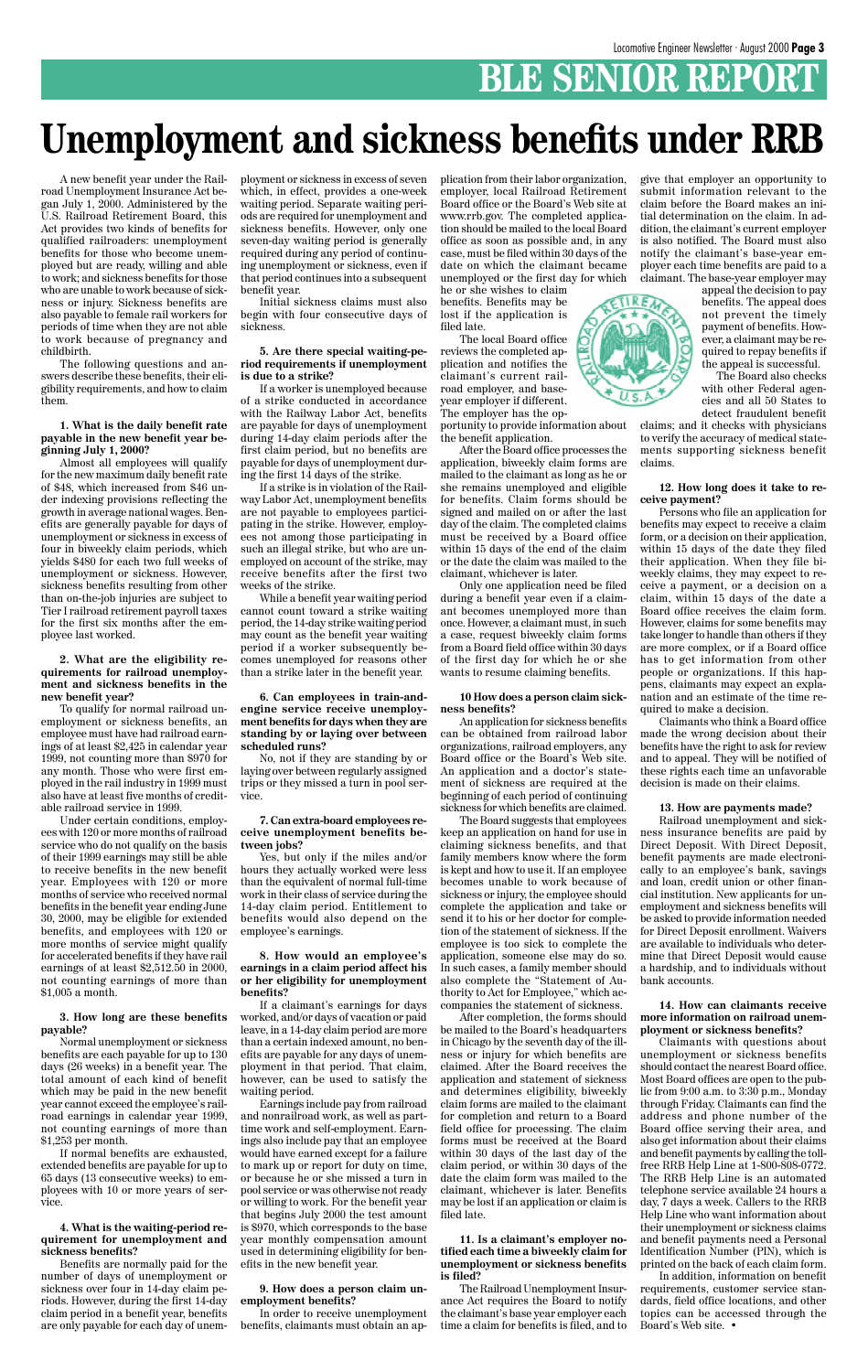# BLE SENIOR REPORT

# Unemployment and sickness benefits under RRB

A new benefit year under the Railroad Unemployment Insurance Act began July 1, 2000. Administered by the U.S. Railroad Retirement Board, this Act provides two kinds of benefits for qualified railroaders: unemployment benefits for those who become unemployed but are ready, willing and able to work; and sickness benefits for those who are unable to work because of sickness or injury. Sickness benefits are also payable to female rail workers for periods of time when they are not able to work because of pregnancy and childbirth.

The following questions and answers describe these benefits, their eligibility requirements, and how to claim them.

**1. What is the daily benefit rate payable in the new benefit year beginning July 1, 2000?**

Almost all employees will qualify for the new maximum daily benefit rate of $48, which increased from $46 under indexing provisions reflecting the growth in average national wages. Benefits are generally payable for days of unemployment or sickness in excess of four in biweekly claim periods, which yields $480 for each two full weeks of unemployment or sickness. However, sickness benefits resulting from other than on-the-job injuries are subject to Tier I railroad retirement payroll taxes for the first six months after the employee last worked.

**2. What are the eligibility requirements for railroad unemployment and sickness benefits in the new benefit year?**

To qualify for normal railroad unemployment or sickness benefits, an employee must have had railroad earnings of at least $2,425 in calendar year 1999, not counting more than $970 for any month. Those who were first employed in the rail industry in 1999 must also have at least five months of creditable railroad service in 1999.

Under certain conditions, employees with 120 or more months of railroad service who do not qualify on the basis of their 1999 earnings may still be able to receive benefits in the new benefit year. Employees with 120 or more months of service who received normal benefits in the benefit year ending June 30, 2000, may be eligible for extended benefits, and employees with 120 or more months of service might qualify for accelerated benefits if they have rail earnings of at least $2,512.50 in 2000, not counting earnings of more than $1,005 a month.

**3. How long are these benefits payable?**

Normal unemployment or sickness benefits are each payable for up to 130 days (26 weeks) in a benefit year. The total amount of each kind of benefit which may be paid in the new benefit year cannot exceed the employee's railroad earnings in calendar year 1999, not counting earnings of more than $1,253 per month.

If normal benefits are exhausted, extended benefits are payable for up to 65 days (13 consecutive weeks) to employees with 10 or more years of service.

**4. What is the waiting-period requirement for unemployment and sickness benefits?**

Benefits are normally paid for the number of days of unemployment or sickness over four in 14-day claim periods. However, during the first 14-day claim period in a benefit year, benefits are only payable for each day of unemployment or sickness in excess of seven which, in effect, provides a one-week waiting period. Separate waiting periods are required for unemployment and sickness benefits. However, only one seven-day waiting period is generally required during any period of continuing unemployment or sickness, even if that period continues into a subsequent benefit year.

Initial sickness claims must also begin with four consecutive days of sickness.

**5. Are there special waiting-period requirements if unemployment is due to a strike?**

If a worker is unemployed because of a strike conducted in accordance with the Railway Labor Act, benefits are payable for days of unemployment during 14-day claim periods after the first claim period, but no benefits are payable for days of unemployment during the first 14 days of the strike.

If a strike is in violation of the Railway Labor Act, unemployment benefits are not payable to employees participating in the strike. However, employees not among those participating in such an illegal strike, but who are unemployed on account of the strike, may receive benefits after the first two weeks of the strike.

While a benefit year waiting period cannot count toward a strike waiting period, the 14-day strike waiting period may count as the benefit year waiting period if a worker subsequently becomes unemployed for reasons other than a strike later in the benefit year.

**6. Can employees in train-and-engine service receive unemployment benefits for days when they are standing by or laying over between scheduled runs?**

No, not if they are standing by or laying over between regularly assigned trips or they missed a turn in pool service.

**7. Can extra-board employees receive unemployment benefits between jobs?**

Yes, but only if the miles and/or hours they actually worked were less than the equivalent of normal full-time work in their class of service during the 14-day claim period. Entitlement to benefits would also depend on the employee's earnings.

**8. How would an employee's earnings in a claim period affect his or her eligibility for unemployment benefits?**

If a claimant's earnings for days worked, and/or days of vacation or paid leave, in a 14-day claim period are more than a certain indexed amount, no benefits are payable for any days of unemployment in that period. That claim, however, can be used to satisfy the waiting period.

Earnings include pay from railroad and nonrailroad work, as well as part-time work and self-employment. Earnings also include pay that an employee would have earned except for a failure to mark up or report for duty on time, or because he or she missed a turn in pool service or was otherwise not ready or willing to work. For the benefit year that begins July 2000 the test amount is $970, which corresponds to the base year monthly compensation amount used in determining eligibility for benefits in the new benefit year.

**9. How does a person claim unemployment benefits?**

In order to receive unemployment benefits, claimants must obtain an application from their labor organization, employer, local Railroad Retirement Board office or the Board's Web site at www.rrb.gov. The completed application should be mailed to the local Board office as soon as possible and, in any case, must be filed within 30 days of the date on which the claimant became unemployed or the first day for which he or she wishes to claim benefits. Benefits may be lost if the application is filed late.

The local Board office reviews the completed application and notifies the claimant's current railroad employer, and base-year employer if different. The employer has the opportunity to provide information about the benefit application.

After the Board office processes the application, biweekly claim forms are mailed to the claimant as long as he or she remains unemployed and eligible for benefits. Claim forms should be signed and mailed on or after the last day of the claim. The completed claims must be received by a Board office within 15 days of the end of the claim or the date the claim was mailed to the claimant, whichever is later.

Only one application need be filed during a benefit year even if a claimant becomes unemployed more than once. However, a claimant must, in such a case, request biweekly claim forms from a Board field office within 30 days of the first day for which he or she wants to resume claiming benefits.

**10 How does a person claim sickness benefits?**

An application for sickness benefits can be obtained from railroad labor organizations, railroad employers, any Board office or the Board's Web site. An application and a doctor's statement of sickness are required at the beginning of each period of continuing sickness for which benefits are claimed.

The Board suggests that employees keep an application on hand for use in claiming sickness benefits, and that family members know where the form is kept and how to use it. If an employee becomes unable to work because of sickness or injury, the employee should complete the application and take or send it to his or her doctor for completion of the statement of sickness. If the employee is too sick to complete the application, someone else may do so. In such cases, a family member should also complete the "Statement of Authority to Act for Employee," which accompanies the statement of sickness.

After completion, the forms should be mailed to the Board's headquarters in Chicago by the seventh day of the illness or injury for which benefits are claimed. After the Board receives the application and statement of sickness and determines eligibility, biweekly claim forms are mailed to the claimant for completion and return to a Board field office for processing. The claim forms must be received at the Board within 30 days of the last day of the claim period, or within 30 days of the date the claim form was mailed to the claimant, whichever is later. Benefits may be lost if an application or claim is filed late.

**11. Is a claimant's employer notified each time a biweekly claim for unemployment or sickness benefits is filed?**

The Railroad Unemployment Insurance Act requires the Board to notify the claimant's base year employer each time a claim for benefits is filed, and to give that employer an opportunity to submit information relevant to the claim before the Board makes an initial determination on the claim. In addition, the claimant's current employer is also notified. The Board must also notify the claimant's base-year employer each time benefits are paid to a claimant. The base-year employer may appeal the decision to pay benefits. The appeal does not prevent the timely payment of benefits. However, a claimant may be required to repay benefits if the appeal is successful.

The Board also checks with other Federal agencies and all 50 States to detect fraudulent benefit claims; and it checks with physicians to verify the accuracy of medical statements supporting sickness benefit claims.

**12. How long does it take to receive payment?**

Persons who file an application for benefits may expect to receive a claim form, or a decision on their application, within 15 days of the date they filed their application. When they file biweekly claims, they may expect to receive a payment, or a decision on a claim, within 15 days of the date a Board office receives the claim form. However, claims for some benefits may take longer to handle than others if they are more complex, or if a Board office has to get information from other people or organizations. If this happens, claimants may expect an explanation and an estimate of the time required to make a decision.

Claimants who think a Board office made the wrong decision about their benefits have the right to ask for review and to appeal. They will be notified of these rights each time an unfavorable decision is made on their claims.

**13. How are payments made?**

Railroad unemployment and sickness insurance benefits are paid by Direct Deposit. With Direct Deposit, benefit payments are made electronically to an employee's bank, savings and loan, credit union or other financial institution. New applicants for unemployment and sickness benefits will be asked to provide information needed for Direct Deposit enrollment. Waivers are available to individuals who determine that Direct Deposit would cause a hardship, and to individuals without bank accounts.

**14. How can claimants receive more information on railroad unemployment or sickness benefits?**

Claimants with questions about unemployment or sickness benefits should contact the nearest Board office. Most Board offices are open to the public from 9:00 a.m. to 3:30 p.m., Monday through Friday. Claimants can find the address and phone number of the Board office serving their area, and also get information about their claims and benefit payments by calling the toll-free RRB Help Line at 1-800-808-0772. The RRB Help Line is an automated telephone service available 24 hours a day, 7 days a week. Callers to the RRB Help Line who want information about their unemployment or sickness claims and benefit payments need a Personal Identification Number (PIN), which is printed on the back of each claim form.

In addition, information on benefit requirements, customer service standards, field office locations, and other topics can be accessed through the Board's Web site. •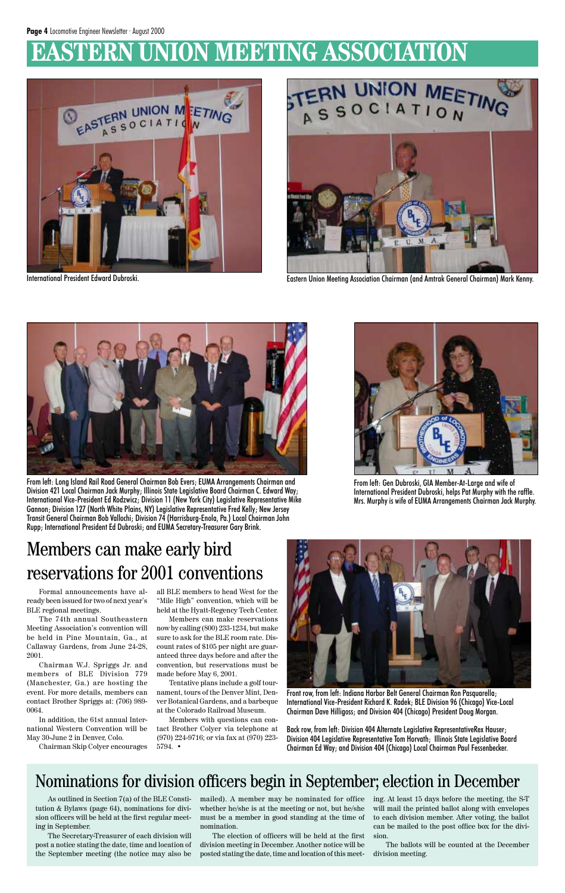# EASTERN UNION MEETING ASSOCIATION

International President Edward Dubroski.

Eastern Union Meeting Association Chairman (and Amtrak General Chairman) Mark Kenny.

From left: Long Island Rail Road General Chairman Bob Evers; EUMA Arrangements Chairman and Division 421 Local Chairman Jack Murphy; Illinois State Legislative Board Chairman C. Edward Way; International Vice-President Ed Rodzwicz; Division 11 (New York City) Legislative Representative Mike Gannon; Division 127 (North White Plains, NY) Legislative Representative Fred Kelly; New Jersey Transit General Chairman Bob Vallochi; Division 74 (Harrisburg-Enola, Pa.) Local Chairman John Rupp; International President Ed Dubroski; and EUMA Secretary-Treasurer Gary Brink.

From left: Gen Dubroski, GIA Member-At-Large and wife of International President Dubroski, helps Pat Murphy with the raffle. Mrs. Murphy is wife of EUMA Arrangements Chairman Jack Murphy.

## Members can make early bird reservations for 2001 conventions

Formal announcements have already been issued for two of next year's BLE regional meetings.

The 74th annual Southeastern Meeting Association's convention will be held in Pine Mountain, Ga., at Callaway Gardens, from June 24-28, 2001.

Chairman W.J. Spriggs Jr. and members of BLE Division 779 (Manchester, Ga.) are hosting the event. For more details, members can contact Brother Spriggs at: (706) 989-0064.

In addition, the 61st annual International Western Convention will be May 30-June 2 in Denver, Colo.

Chairman Skip Colyer encourages all BLE members to head West for the "Mile High" convention, which will be held at the Hyatt-Regency Tech Center.

Members can make reservations now by calling (800) 233-1234, but make sure to ask for the BLE room rate. Discount rates of $105 per night are guaranteed three days before and after the convention, but reservations must be made before May 6, 2001.

Tentative plans include a golf tournament, tours of the Denver Mint, Denver Botanical Gardens, and a barbeque at the Colorado Railroad Museum.

Members with questions can contact Brother Colyer via telephone at (970) 224-9716; or via fax at (970) 223-5794. •

Front row, from left: Indiana Harbor Belt General Chairman Ron Pasquarella; International Vice-President Richard K. Radek; BLE Division 96 (Chicago) Vice-Local Chairman Dave Hilligoss; and Division 404 (Chicago) President Doug Morgan.

Back row, from left: Division 404 Alternate Legislative RepresentativeRex Hauser; Division 404 Legislative Representative Tom Horvath; Illinois State Legislative Board Chairman Ed Way; and Division 404 (Chicago) Local Chairman Paul Fessenbecker.

## Nominations for division officers begin in September; election in December

As outlined in Section 7(a) of the BLE Constitution & Bylaws (page 64), nominations for division officers will be held at the first regular meeting in September.

The Secretary-Treasurer of each division will post a notice stating the date, time and location of the September meeting (the notice may also be mailed). A member may be nominated for office whether he/she is at the meeting or not, but he/she must be a member in good standing at the time of nomination.

The election of officers will be held at the first division meeting in December. Another notice will be posted stating the date, time and location of this meeting. At least 15 days before the meeting, the S-T will mail the printed ballot along with envelopes to each division member. After voting, the ballot can be mailed to the post office box for the division.

The ballots will be counted at the December division meeting.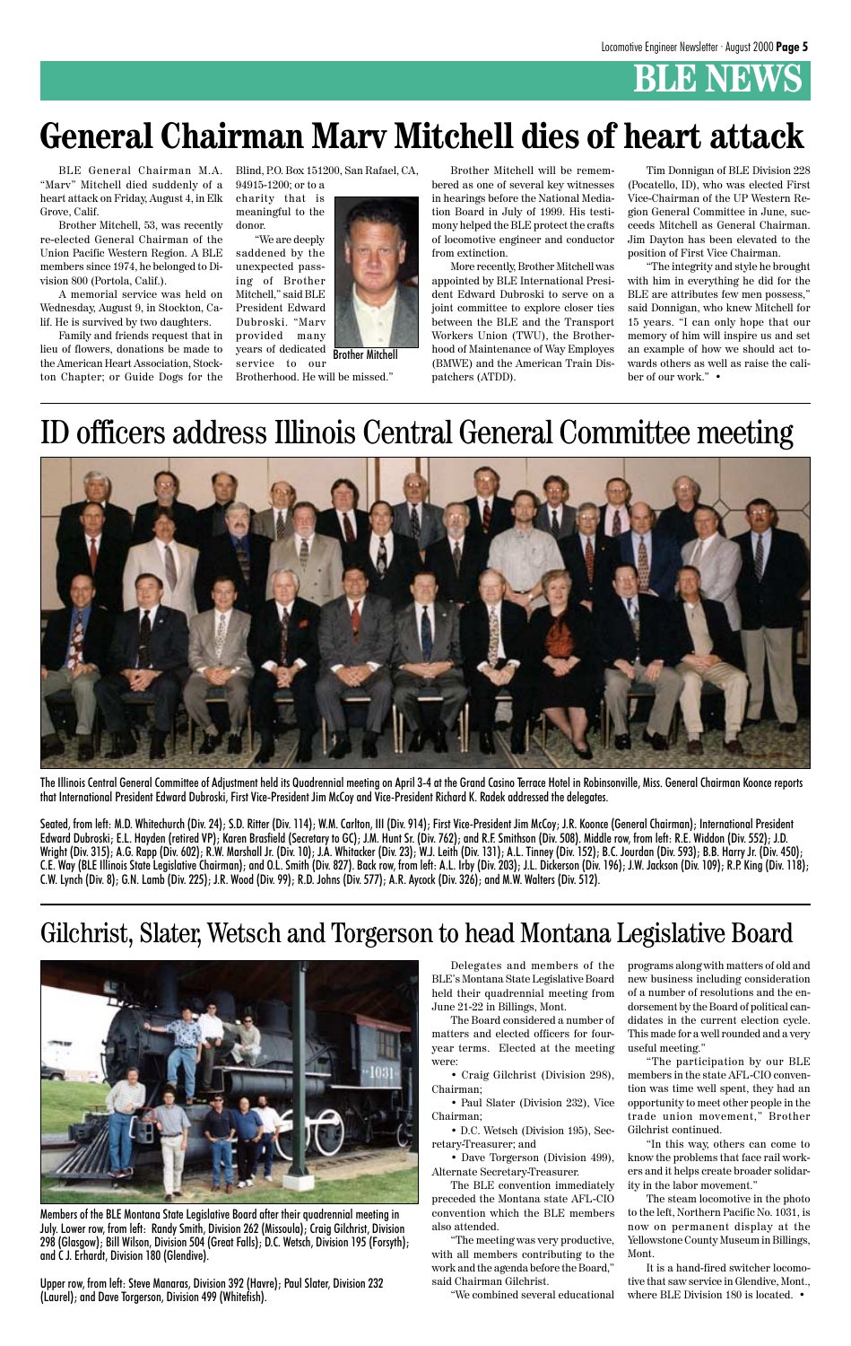# BLE NEWS

# General Chairman Marv Mitchell dies of heart attack

BLE General Chairman M.A. "Marv" Mitchell died suddenly of a heart attack on Friday, August 4, in Elk Grove, Calif.

Brother Mitchell, 53, was recently re-elected General Chairman of the Union Pacific Western Region. A BLE members since 1974, he belonged to Division 800 (Portola, Calif.).

A memorial service was held on Wednesday, August 9, in Stockton, Calif. He is survived by two daughters.

Family and friends request that in lieu of flowers, donations be made to the American Heart Association, Stockton Chapter; or Guide Dogs for the Blind, P.O. Box 151200, San Rafael, CA, 94915-1200; or to a charity that is meaningful to the donor.

"We are deeply saddened by the unexpected passing of Brother Mitchell," said BLE President Edward Dubroski. "Marv provided many years of dedicated service to our Brotherhood. He will be missed."

Brother Mitchell

Brother Mitchell will be remembered as one of several key witnesses in hearings before the National Mediation Board in July of 1999. His testimony helped the BLE protect the crafts of locomotive engineer and conductor from extinction.

More recently, Brother Mitchell was appointed by BLE International President Edward Dubroski to serve on a joint committee to explore closer ties between the BLE and the Transport Workers Union (TWU), the Brotherhood of Maintenance of Way Employes (BMWE) and the American Train Dispatchers (ATDD).

Tim Donnigan of BLE Division 228 (Pocatello, ID), who was elected First Vice-Chairman of the UP Western Region General Committee in June, succeeds Mitchell as General Chairman. Jim Dayton has been elevated to the position of First Vice Chairman.

"The integrity and style he brought with him in everything he did for the BLE are attributes few men possess," said Donnigan, who knew Mitchell for 15 years. "I can only hope that our memory of him will inspire us and set an example of how we should act towards others as well as raise the caliber of our work." •

# ID officers address Illinois Central General Committee meeting

The Illinois Central General Committee of Adjustment held its Quadrennial meeting on April 3-4 at the Grand Casino Terrace Hotel in Robinsonville, Miss. General Chairman Koonce reports that International President Edward Dubroski, First Vice-President Jim McCoy and Vice-President Richard K. Radek addressed the delegates.

Seated, from left: M.D. Whitechurch (Div. 24); S.D. Ritter (Div. 114); W.M. Carlton, III (Div. 914); First Vice-President Jim McCoy; J.R. Koonce (General Chairman); International President Edward Dubroski; E.L. Hayden (retired VP); Karen Brasfield (Secretary to GC); J.M. Hunt Sr. (Div. 762); and R.F. Smithson (Div. 508). Middle row, from left: R.E. Widdon (Div. 552); J.D. Wright (Div. 315); A.G. Rapp (Div. 602); R.W. Marshall Jr. (Div. 10); J.A. Whitacker (Div. 23); W.J. Leith (Div. 131); A.L. Tinney (Div. 152); B.C. Jourdan (Div. 593); B.B. Harry Jr. (Div. 450); C.E. Way (BLE Illinois State Legislative Chairman); and O.L. Smith (Div. 827). Back row, from left: A.L. Irby (Div. 203); J.L. Dickerson (Div. 196); J.W. Jackson (Div. 109); R.P. King (Div. 118); C.W. Lynch (Div. 8); G.N. Lamb (Div. 225); J.R. Wood (Div. 99); R.D. Johns (Div. 577); A.R. Aycock (Div. 326); and M.W. Walters (Div. 512).

# Gilchrist, Slater, Wetsch and Torgerson to head Montana Legislative Board

Members of the BLE Montana State Legislative Board after their quadrennial meeting in July. Lower row, from left: Randy Smith, Division 262 (Missoula); Craig Gilchrist, Division 298 (Glasgow); Bill Wilson, Division 504 (Great Falls); D.C. Wetsch, Division 195 (Forsyth); and C J. Erhardt, Division 180 (Glendive).

Upper row, from left: Steve Manaras, Division 392 (Havre); Paul Slater, Division 232 (Laurel); and Dave Torgerson, Division 499 (Whitefish).

Delegates and members of the BLE's Montana State Legislative Board held their quadrennial meeting from June 21-22 in Billings, Mont.

The Board considered a number of matters and elected officers for four-year terms. Elected at the meeting were:

- Craig Gilchrist (Division 298), Chairman;
- Paul Slater (Division 232), Vice Chairman;
- D.C. Wetsch (Division 195), Secretary-Treasurer; and
- Dave Torgerson (Division 499), Alternate Secretary-Treasurer.

The BLE convention immediately preceded the Montana state AFL-CIO convention which the BLE members also attended.

"The meeting was very productive, with all members contributing to the work and the agenda before the Board," said Chairman Gilchrist.

"We combined several educational programs along with matters of old and new business including consideration of a number of resolutions and the endorsement by the Board of political candidates in the current election cycle. This made for a well rounded and a very useful meeting."

"The participation by our BLE members in the state AFL-CIO convention was time well spent, they had an opportunity to meet other people in the trade union movement," Brother Gilchrist continued.

"In this way, others can come to know the problems that face rail workers and it helps create broader solidarity in the labor movement."

The steam locomotive in the photo to the left, Northern Pacific No. 1031, is now on permanent display at the Yellowstone County Museum in Billings, Mont.

It is a hand-fired switcher locomotive that saw service in Glendive, Mont., where BLE Division 180 is located. •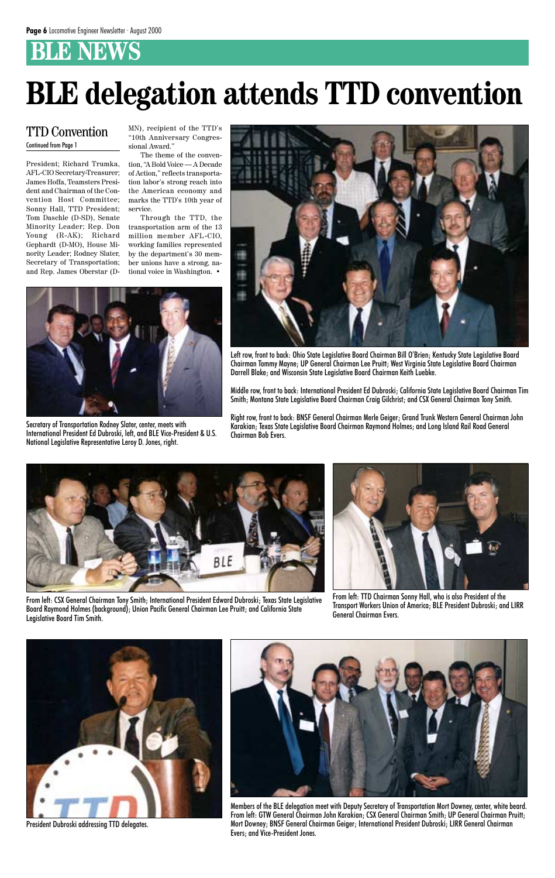# BLE NEWS

# BLE delegation attends TTD convention

## TTD Convention

Continued from Page 1

President; Richard Trumka, AFL-CIO Secretary-Treasurer; James Hoffa, Teamsters President and Chairman of the Convention Host Committee; Sonny Hall, TTD President; Tom Daschle (D-SD), Senate Minority Leader; Rep. Don Young (R-AK); Richard Gephardt (D-MO), House Minority Leader; Rodney Slater, Secretary of Transportation; and Rep. James Oberstar (D-MN), recipient of the TTD's "10th Anniversary Congressional Award."

The theme of the convention, "A Bold Voice — A Decade of Action," reflects transportation labor's strong reach into the American economy and marks the TTD's 10th year of service.

Through the TTD, the transportation arm of the 13 million member AFL-CIO, working families represented by the department's 30 member unions have a strong, national voice in Washington. •

Secretary of Transportation Rodney Slater, center, meets with International President Ed Dubroski, left, and BLE Vice-President & U.S. National Legislative Representative Leroy D. Jones, right.

Left row, front to back: Ohio State Legislative Board Chairman Bill O'Brien; Kentucky State Legislative Board Chairman Tommy Mayne; UP General Chairman Lee Pruitt; West Virginia State Legislative Board Chairman Darrell Blake; and Wisconsin State Legislative Board Chairman Keith Luebke.

Middle row, front to back: International President Ed Dubroski; California State Legislative Board Chairman Tim Smith; Montana State Legislative Board Chairman Craig Gilchrist; and CSX General Chairman Tony Smith.

Right row, front to back: BNSF General Chairman Merle Geiger; Grand Trunk Western General Chairman John Karakian; Texas State Legislative Board Chairman Raymond Holmes; and Long Island Rail Road General Chairman Bob Evers.

From left: CSX General Chairman Tony Smith; International President Edward Dubroski; Texas State Legislative Board Raymond Holmes (background); Union Pacific General Chairman Lee Pruitt; and California State Legislative Board Tim Smith.

From left: TTD Chairman Sonny Hall, who is also President of the Transport Workers Union of America; BLE President Dubroski; and LIRR General Chairman Evers.

President Dubroski addressing TTD delegates.

Members of the BLE delegation meet with Deputy Secretary of Transportation Mort Downey, center, white beard. From left: GTW General Chairman John Karakian; CSX General Chairman Smith; UP General Chairman Pruitt; Mort Downey; BNSF General Chairman Geiger; International President Dubroski; LIRR General Chairman Evers; and Vice-President Jones.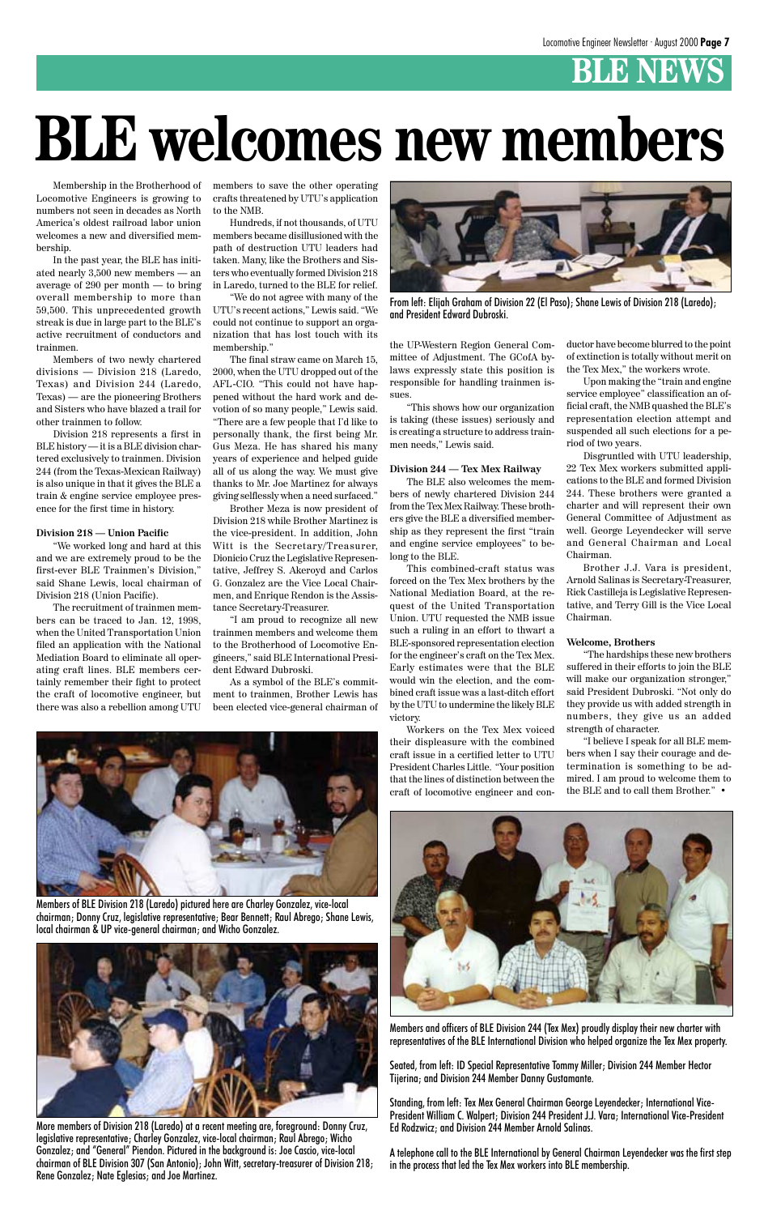# BLE welcomes new members

Membership in the Brotherhood of Locomotive Engineers is growing to numbers not seen in decades as North America's oldest railroad labor union welcomes a new and diversified membership.

In the past year, the BLE has initiated nearly 3,500 new members — an average of 290 per month — to bring overall membership to more than 59,500. This unprecedented growth streak is due in large part to the BLE's active recruitment of conductors and trainmen.

Members of two newly chartered divisions — Division 218 (Laredo, Texas) and Division 244 (Laredo, Texas) — are the pioneering Brothers and Sisters who have blazed a trail for other trainmen to follow.

Division 218 represents a first in BLE history — it is a BLE division chartered exclusively to trainmen. Division 244 (from the Texas-Mexican Railway) is also unique in that it gives the BLE a train & engine service employee presence for the first time in history.

**Division 218 — Union Pacific**

"We worked long and hard at this and we are extremely proud to be the first-ever BLE Trainmen's Division," said Shane Lewis, local chairman of Division 218 (Union Pacific).

The recruitment of trainmen members can be traced to Jan. 12, 1998, when the United Transportation Union filed an application with the National Mediation Board to eliminate all operating craft lines. BLE members certainly remember their fight to protect the craft of locomotive engineer, but there was also a rebellion among UTU members to save the other operating crafts threatened by UTU's application to the NMB.

Hundreds, if not thousands, of UTU members became disillusioned with the path of destruction UTU leaders had taken. Many, like the Brothers and Sisters who eventually formed Division 218 in Laredo, turned to the BLE for relief.

"We do not agree with many of the UTU's recent actions," Lewis said. "We could not continue to support an organization that has lost touch with its membership."

The final straw came on March 15, 2000, when the UTU dropped out of the AFL-CIO. "This could not have happened without the hard work and devotion of so many people," Lewis said. "There are a few people that I'd like to personally thank, the first being Mr. Gus Meza. He has shared his many years of experience and helped guide all of us along the way. We must give thanks to Mr. Joe Martinez for always giving selflessly when a need surfaced."

Brother Meza is now president of Division 218 while Brother Martinez is the vice-president. In addition, John Witt is the Secretary/Treasurer, Dionicio Cruz the Legislative Representative, Jeffrey S. Akeroyd and Carlos G. Gonzalez are the Vice Local Chairmen, and Enrique Rendon is the Assistance Secretary-Treasurer.

"I am proud to recognize all new trainmen members and welcome them to the Brotherhood of Locomotive Engineers," said BLE International President Edward Dubroski.

As a symbol of the BLE's commitment to trainmen, Brother Lewis has been elected vice-general chairman of the UP-Western Region General Committee of Adjustment. The GCofA bylaws expressly state this position is responsible for handling trainmen issues.

"This shows how our organization is taking (these issues) seriously and is creating a structure to address trainmen needs," Lewis said.

From left: Elijah Graham of Division 22 (El Paso); Shane Lewis of Division 218 (Laredo); and President Edward Dubroski.

**Division 244 — Tex Mex Railway**

The BLE also welcomes the members of newly chartered Division 244 from the Tex Mex Railway. These brothers give the BLE a diversified membership as they represent the first "train and engine service employees" to belong to the BLE.

This combined-craft status was forced on the Tex Mex brothers by the National Mediation Board, at the request of the United Transportation Union. UTU requested the NMB issue such a ruling in an effort to thwart a BLE-sponsored representation election for the engineer's craft on the Tex Mex. Early estimates were that the BLE would win the election, and the combined craft issue was a last-ditch effort by the UTU to undermine the likely BLE victory.

Workers on the Tex Mex voiced their displeasure with the combined craft issue in a certified letter to UTU President Charles Little. "Your position that the lines of distinction between the craft of locomotive engineer and conductor have become blurred to the point of extinction is totally without merit on the Tex Mex," the workers wrote.

Upon making the "train and engine service employee" classification an official craft, the NMB quashed the BLE's representation election attempt and suspended all such elections for a period of two years.

Disgruntled with UTU leadership, 22 Tex Mex workers submitted applications to the BLE and formed Division 244. These brothers were granted a charter and will represent their own General Committee of Adjustment as well. George Leyendecker will serve and General Chairman and Local Chairman.

Brother J.J. Vara is president, Arnold Salinas is Secretary-Treasurer, Rick Castilleja is Legislative Representative, and Terry Gill is the Vice Local Chairman.

**Welcome, Brothers**

"The hardships these new brothers suffered in their efforts to join the BLE will make our organization stronger," said President Dubroski. "Not only do they provide us with added strength in numbers, they give us an added strength of character.

"I believe I speak for all BLE members when I say their courage and determination is something to be admired. I am proud to welcome them to the BLE and to call them Brother." •

Members of BLE Division 218 (Laredo) pictured here are Charley Gonzalez, vice-local chairman; Donny Cruz, legislative representative; Bear Bennett; Raul Abrego; Shane Lewis, local chairman & UP vice-general chairman; and Wicho Gonzalez.

More members of Division 218 (Laredo) at a recent meeting are, foreground: Donny Cruz, legislative representative; Charley Gonzalez, vice-local chairman; Raul Abrego; Wicho Gonzalez; and "General" Piendon. Pictured in the background is: Joe Cascio, vice-local chairman of BLE Division 307 (San Antonio); John Witt, secretary-treasurer of Division 218; Rene Gonzalez; Nate Eglesias; and Joe Martinez.

Members and officers of BLE Division 244 (Tex Mex) proudly display their new charter with representatives of the BLE International Division who helped organize the Tex Mex property.

Seated, from left: ID Special Representative Tommy Miller; Division 244 Member Hector Tijerina; and Division 244 Member Danny Gustamante.

Standing, from left: Tex Mex General Chairman George Leyendecker; International Vice-President William C. Walpert; Division 244 President J.J. Vara; International Vice-President Ed Rodzwicz; and Division 244 Member Arnold Salinas.

A telephone call to the BLE International by General Chairman Leyendecker was the first step in the process that led the Tex Mex workers into BLE membership.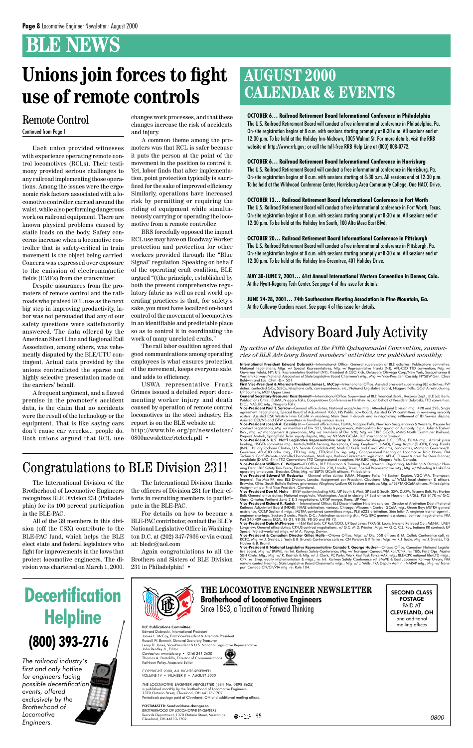# BLE NEWS

# Unions join forces to fight use of remote controls

## Remote Control

Continued from Page 1

Each union provided witnesses with experience operating remote control locomotives (RCLs). Their testimony provided serious challenges to any railroad implementing those operations. Among the issues were the ergonomic risk factors associated with a locomotive controller, carried around the waist, while also performing dangerous work on railroad equipment. There are known physical problems caused by static loads on the body. Safety concerns increase when a locomotive controller that is safety-critical in train movement is the object being carried. Concern was expressed over exposure to the emission of electromagnetic fields (EMFs) from the transmitter.

Despite assurances from the promoters of remote control and the railroads who praised RCL use as the next big step in improving productivity, labor was not persuaded that any of our safety questions were satisfactorily answered. The data offered by the American Short Line and Regional Rail Association, among others, was vehemently disputed by the BLE/UTU contingent. Actual data provided by the unions contradicted the sparse and highly selective presentation made on the carriers' behalf.

A frequent argument, and a flawed premise in the promoter's accident data, is the claim that no accidents were the result of the technology or the equipment. That is like saying cars don't cause car wrecks... people do. Both unions argued that RCL use changes work processes, and that these changes increase the risk of accidents and injury.

A common theme among the promoters was that RCL is safer because it puts the person at the point of the movement in the position to control it. Yet, labor finds that after implementation, point protection typically is sacrificed for the sake of improved efficiency. Similarly, operations have increased risk by permitting or requiring the riding of equipment while simultaneously carrying or operating the locomotive from a remote controller.

BRS forcefully opposed the impact RCL use may have on Roadway Worker protection and protection for other workers provided through the "Blue Signal" regulation. Speaking on behalf of the operating craft coalition, BLE argued "(t)he principle, established by both the present comprehensive regulatory fabric as well as real world operating practices is that, for safety's sake, you must have localized on-board control of the movement of locomotives in an identifiable and predictable place so as to control it in coordinating the work of many unrelated crafts."

The rail labor coalition agreed that good communications among operating employees is what ensures protection of the movement, keeps everyone safe, and adds to efficiency.

USWA representative Frank Grimes issued a detailed report documenting worker injury and death caused by operation of remote control locomotives in the steel industry. His report is on the BLE website at: http://www.ble.org/pr/newsletter/0800newsletter/rtctech.pdf •

# AUGUST 2000 CALENDAR & EVENTS

**OCTOBER 6… Railroad Retirement Board Informational Conference in Philadelphia**
The U.S. Railroad Retirement Board will conduct a free informational conference in Philadelphia, Pa. On-site registration begins at 8 a.m. with sessions starting promptly at 8:30 a.m. All sessions end at 12:30 p.m. To be held at the Holiday Inn-Midtown, 1305 Walnut St. For more details, visit the RRB website at http://www.rrb.gov; or call the toll-free RRB Help Line at (800) 808-0772.

**OCTOBER 6… Railroad Retirement Board Informational Conference in Harrisburg**
The U.S. Railroad Retirement Board will conduct a free informational conference in Harrisburg, Pa. On-site registration begins at 8 a.m. with sessions starting promptly at 8:30 a.m. All sessions end at 12:30 p.m. To be held at the Wildwood Conference Center, Harrisburg Area Community College, One HACC Drive.

**OCTOBER 13… Railroad Retirement Board Informational Conference in Fort Worth**
The U.S. Railroad Retirement Board will conduct a free informational conference in Fort Worth, Texas. On-site registration begins at 8 a.m. with sessions starting promptly at 8:30 a.m. All sessions end at 12:30 p.m. To be held at the Holiday Inn South, 100 Alta Mesa East Blvd.

**OCTOBER 20… Railroad Retirement Board Informational Conference in Pittsburgh**
The U.S. Railroad Retirement Board will conduct a free informational conference in Pittsburgh, Pa. On-site registration begins at 8 a.m. with sessions starting promptly at 8:30 a.m. All sessions end at 12:30 p.m. To be held at the Holiday Inn-Greentree, 401 Holiday Drive.

**MAY 30-JUNE 2, 2001… 61st Annual International Western Convention in Denver, Colo.**
At the Hyatt-Regency Tech Center. See page 4 of this issue for details.

**JUNE 24-28, 2001… 74th Southeastern Meeting Association in Pine Mountain, Ga.**
At the Callaway Gardens resort. See page 4 of this issue for details.

# Advisory Board July Activity

*By action of the delegates at the Fifth Quinquennial Convention, summaries of BLE Advisory Board members' activities are published monthly:*

**International President Edward Dubroski**—International Office: General supervision of BLE activities; Publications committee; National negotiations; Mtgs. w/ Special Representatives; Mtg. w/ Representative Franks (NJ); AFL-CIO TTD convention; Mtg. w/ Governor Pataki, NY; U.S. Representative Boehlert (NY); President & CEO Rich, Delaware Otsego Corp/New York, Susquehanna & Western Railway; National Association of State Legislative Board Chairmen's mtg.; Mtg. w/ Vice-President Cassidy, NYS&W Gen. Chair Baldwin and Loc. Chm.-Div. 521.

**First Vice-President & Alternate President James L. McCay**—International Office. Assisted president supervising BLE activities; FVP duties, contacted GCs, SLBCs, telephone calls, correspondence, etc.; National Legislative Board, Niagara Falls; GCof A restructuring, UP Southern; MOP Upper Lines.

**General Secretary-Treasurer Russ Bennett**—International Office: Supervision of BLE Financial depts.; Records Dept.; BLE Job Bank; Publications Cmte.; EUMA, Niagara Falls; Cooperstown Conference in Hershey, Pa., on behalf of President Dubroski; TTD convention, D.C.; NASLBC mtg., Niagara Falls.

**Vice-President Paul T. Sorrow**—General office duties; National wage/rules mtg.; Attended joint Division mtg., 498 and 598; Single agreement negotiations; Special Board of Adjustment 1063; NS Public Law Board; Assisted GTW committees in reviewing seniority rosters; Assisted CSX Western lines GCofA in resolving Main Stem II dispute and in negotiating settlement of ID Service dispute; Assisted CSX/NS and GTW committees in handling various issues.

**Vice-President Joseph A. Cassidy Jr.**—General office duties; EUMA, Niagara Falls; New York Susquehanna & Western; Prepare for contract negotiations; Mtg. w/ members of Div. 521; Study & paperwork; Metropolitan Transportation Authority; Elgin, Joliet & Eastern Rwy., mtg. w/ management & grievances; Mtg. w/ members of Div. 620; Mtg. w/ EJ&E GCofA; Metro North Commuter Railroad; Prepare Amtrak, Springfield Term. equity dispute; Mtg. w/ NYS&W GCofA; BLE International Division.

**Vice-President & U.S. Nat'l Legislative Representative Leroy D. Jones**—Washington D.C. Office; EUMA mtg.; Amtrak press briefing; HSGTA committee mtg.; Amtrak/MBTA hearing; Receptions, Cong. Gephardt (D-MO), Cong. Kaptur (D-OH), Cong. Franks (R-NJ), Hillary Rodham Clinton, U.S. Senate Candidate-NY, Mark O'Keefe and Carol Williams, candidates, Montana Governor/Lt. Governor; AFL-CIO adm. mtg.; TTD leg. mtg.; TTD/Rail Div. leg. mtg.; Congressional hearing on Locomotive Train Horns; FRA Technical Conf.-Remote controlled locomotives; Mark ups; Railroad Retirement Legislation; AFL-CIO meet & greet for Steve Danner, candidate (D-MO, 6th); TTD Convention; TTD Congressional reception; NASLBC mtg., Niagara Falls, Canada.

**Vice-President William C. Walpert**—ID Office; BLE Education & Training Dept.; Internal Organizing, Mobilizing & Strategic Planning Dept.; BLE Safety Task Force; Established new Div. 218, Laredo, Texas; Special Representative mtg.; Mtg. w/ Wheeling & Lake Erie operating employees, Brewster, Ohio; Mtg. w/ SEPTA GCofA officers, Philadelphia.

**Vice-President Edward W. Rodzwicz**— General office duties; EUMA, Niagara Falls; NS-Eastern Region, VGC W.A. Thompson, Imperial; Tex Mex RR, new BLE Division, Laredo; Assignment per President, Cleveland; Mtg. w/ W&LE local chairman & officers, Brewster, Ohio; South Buffalo Railway grievances; Allegheny Ludlum RR Section 6 notices; Mtg. w/ SEPTA GCofA officers, Philadelphia; Assignment per First Vice-President, Cleveland.

**Vice-President Don M. Hahs**— BNSF system including MRL, UP South & West, SP East & South, SSW, DLGW, Tacoma Belt, Pac Harbor Belt; General office duties; National wage/rule, Washington; Assist in closing SP East office in Houston; UP/St.L. PLB 6170 w/ G.C. Gore, Omaha; Portland Zone 2 & 3 negotiations, UP/SP merger, Reno, UP West.

**Vice-President Richard K. Radek**— International Office; BLE Decertification Helpline services; Director of Arbitration Dept; National Railroad Adjustment Board (NRAB); NRAB arbitration, various, Chicago, Wisconsin Central GCofA mtg., Green Bay; METRA general assistance; CC&P Section 6 mtgs.; METRA combined committees mtgs., PLB 6223 arbitration; Side letter 7, engineer trainer agrmnt., engineer shortage; Section 3 cmte., Wash. D.C.; Arbitration screening dkt., WC; BRC general assistance, contract negotiations; FRA Part 240.409 cases: EQAL 98-31, 98-38, 98-50 and 98-73.

**Vice-President Dale McPherson** — I&M Rail Link; CP Rail/SOO, UP East Lines; TRRA-St. Louis; Indiana Railroad Co.; M&NA; LP&N Longview; General office duties; CP/US contract negotiations, w/ G.C. M.D. Priester; Mtgs. w/ G.C. C.L. Roy, Indiana RR contract; UP Special Project-work/rest mtgs. w/ M.A. Young, Denver.

**Vice-President & Canadian Director Gilles Hallé**—Ottawa Office; Mtgs. w/ Div. 558 officers & M. Collet; Conference call, re: RCTC; Mtg. w/ J. Shields, J. Yach & B. Brunet; Conference calls re: CN Pension & P. Tellier; Mtgs. w/ R.J. Toole; Mtg. w/ J. Shields, T.G. Hucker & B. Brunet.

**Vice-President & National Legislative Representative-Canada T. George Hucker**—Ottawa Office; Canadian National Legislative Board; Mtg. w/ BMWE, re: Int. Railway Safety Conference; Mtg. w/ Transport Canada/VIA Rail/CNR, re: TIBS; Field Ops. Master S&H Cmte. Mtg.; Mtg. w/ R. Rostrick & Mtg. w/ J. Clark, PC Party; Work Rest Task Force-AAR mtg.; BLE/CPR national life/LTD mtgs.; CPR, re: Emp. equity implementation & mtgs., re: Int. Railway Safety Conference w/ BMWE & East Japanese Railway Union; FRA remote control hearing; State Legislative Board Chairman's mtgs.; Mtg. w/ J. Wells, FRA Deputy Admin.; NARAP mtg.; Mtg. w/ Transport Canada CN/CP/VIA mtg. re: Rule 104.

# Congratulations to BLE Division 231!

The International Division of the Brotherhood of Locomotive Engineers recognizes BLE Division 231 (Philadelphia) for its 100 percent participation in the BLE-PAC.

All of the 39 members in this division (off the CSX) contribute to the BLE-PAC fund, which helps the BLE elect state and federal legislators who fight for improvements in the laws that protect locomotive engineers. The division was chartered on March 1, 2000.

The International Division thanks the officers of Division 231 for their efforts in recruiting members to participate in the BLE-PAC.

For details on how to become a BLE-PAC contributor, contact the BLE's National Legislative Office in Washington D.C. at (202) 347-7936 or via e-mail at: bledc@aol.com

Again congratulations to all the Brothers and Sisters of BLE Division 231 in Philadelphia! •

# Decertification Helpline

## (800) 393-2716

*The railroad industry's first and only hotline for engineers facing possible decertification events, offered exclusively by the Brotherhood of Locomotive Engineers.*

**THE LOCOMOTIVE ENGINEER NEWSLETTER**
**Brotherhood of Locomotive Engineers**
Since 1863, a Tradition of Forward Thinking

**SECOND CLASS POSTAGE** PAID AT **CLEVELAND, OH** and additional mailing offices

**BLE Publications Committee:**
Edward Dubroski, International President
James L. McCay, First Vice-President & Alternate President
Russell W. Bennett, General Secretary-Treasurer
Leroy D. Jones, Vice-President & U.S. National Legislative Representative
John Bentley Jr., Editor
*Contact us:* www.ble.org • (216) 241-2630
Thomas A. Pontolillo, Director of Communications
Kathleen Policy, Associate Editor

COPYRIGHT 2000, ALL RIGHTS RESERVED
*VOLUME 14 • NUMBER 8 • AUGUST 2000*

*THE LOCOMOTIVE ENGINEER NEWSLETTER* (ISSN No. 0898-8625) is published monthly by the Brotherhood of Locomotive Engineers, 1370 Ontario Street, Cleveland, OH 44113-1702. Periodicals postage paid at Cleveland, OH and additional mailing offices.

**POSTMASTER: Send address changes to**
*BROTHERHOOD OF LOCOMOTIVE ENGINEERS*
Records Department, 1370 Ontario Street, Mezzanine
Cleveland, OH 44113-1702.

0800